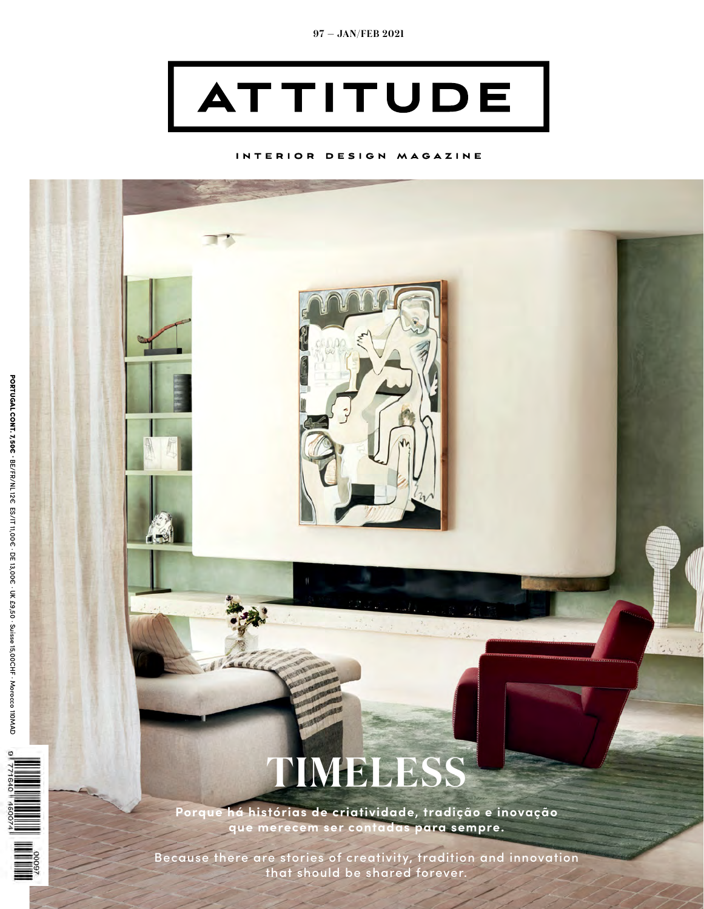97 — JAN/FEB 2021

# ATTITUDE

INTERIOR DESIGN MAGAZINE

PORTUGAL CONT. 7,50€ · BE/FR/NL 12€ · ES/IT 11,00€ · DE 13,00€ · UK £9,50 · Suisse 15,00CHF · Morocco 110MAD

## TIMELESS

**Porque há histórias de criatividade, tradição e inovação que merecem ser contadas para sempre.**

Because there are stories of creativity, tradition and innovation that should be shared forever.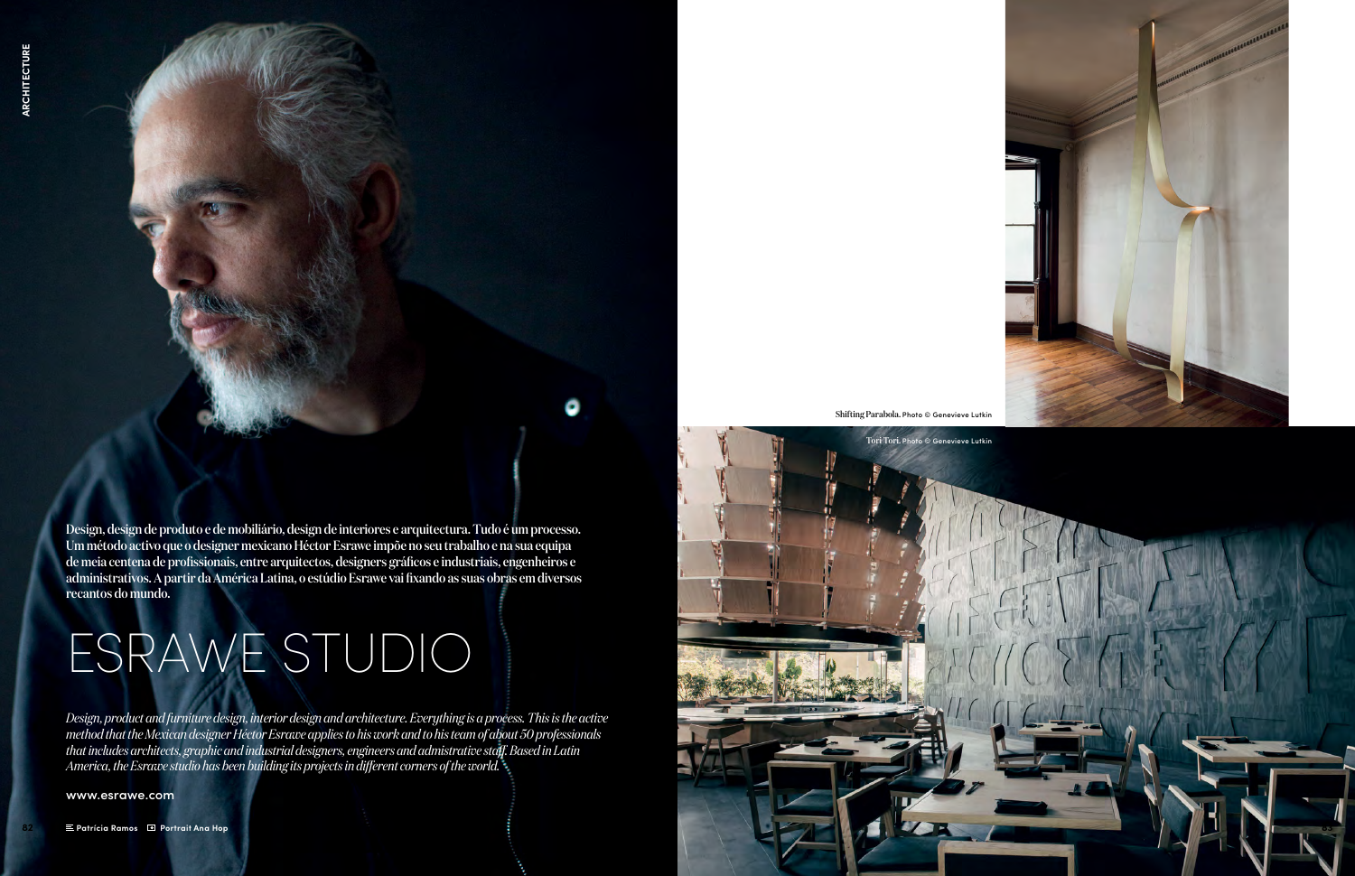Design, design de produto e de mobiliário, design de interiores e arquitectura. Tudo é um processo. Um método activo que o designer mexicano Héctor Esrawe impõe no seu trabalho e na sua equipa de meia centena de profissionais, entre arquitectos, designers gráficos e industriais, engenheiros e administrativos. A partir da América Latina, o estúdio Esrawe vai fixando as suas obras em diversos recantos do mundo.

# ESRAWE STUDIO

*Design, product and furniture design, interior design and architecture. Everything is a process. This is the active method that the Mexican designer Héctor Esrawe applies to his work and to his team of about 50 professionals that includes architects, graphic and industrial designers, engineers and admistrative staff. Based in Latin America, the Esrawe studio has been building its projects in different corners of the world.*

www.esrawe.com

Patrícia Ramos | Portrait Ana Hop

**Shifting Parabola.** Photo © Genevieve Lutkin

**Tori Tori.** Photo © Genevieve Lutkin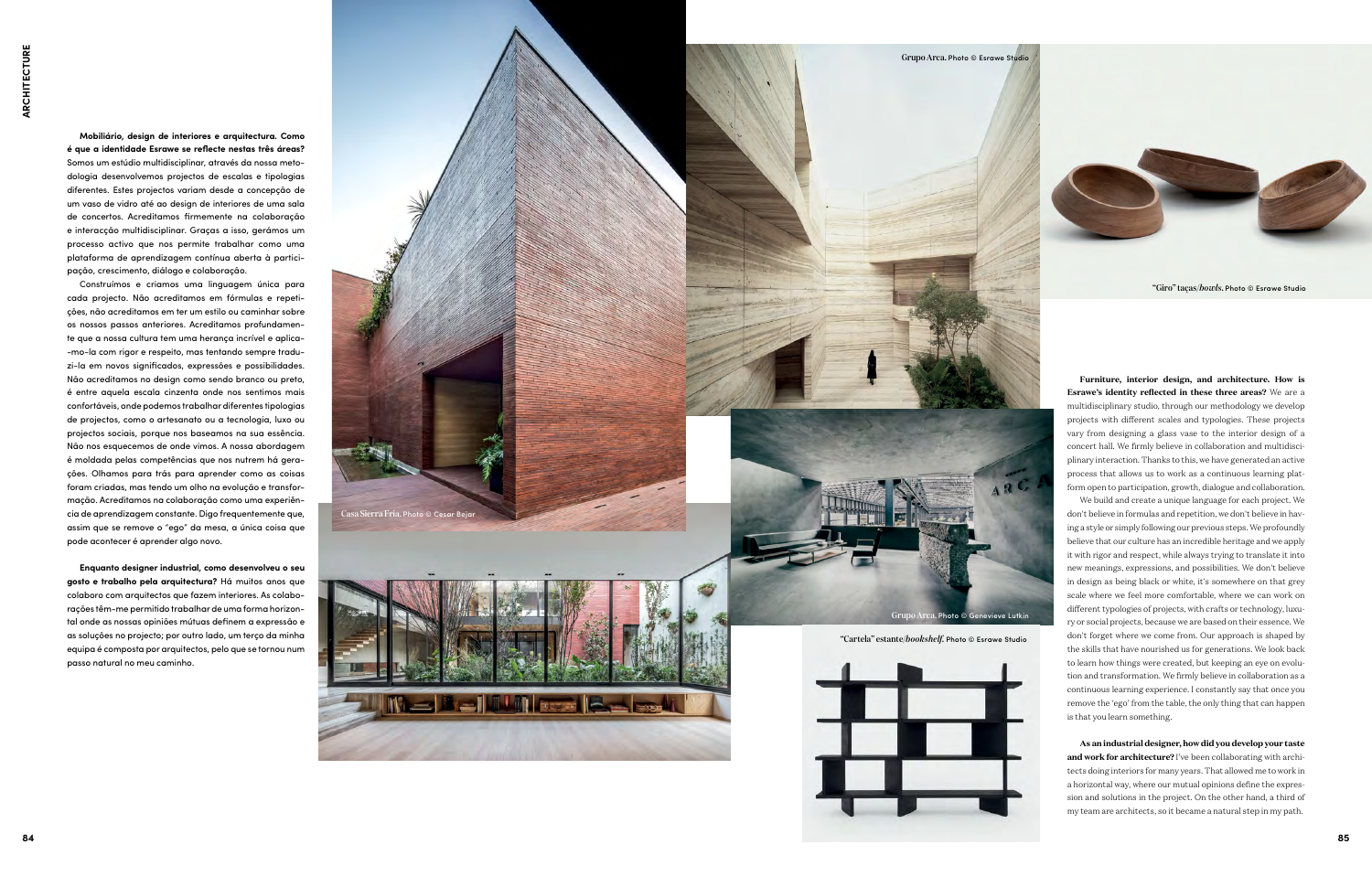**Mobiliário, design de interiores e arquitectura. Como é que a identidade Esrawe se reflecte nestas três áreas?** Somos um estúdio multidisciplinar, através da nossa metodologia desenvolvemos projectos de escalas e tipologias diferentes. Estes projectos variam desde a concepção de um vaso de vidro até ao design de interiores de uma sala de concertos. Acreditamos firmemente na colaboração e interacção multidisciplinar. Graças a isso, gerámos um processo activo que nos permite trabalhar como uma plataforma de aprendizagem contínua aberta à participação, crescimento, diálogo e colaboração.

Construímos e criamos uma linguagem única para cada projecto. Não acreditamos em fórmulas e repetições, não acreditamos em ter um estilo ou caminhar sobre os nossos passos anteriores. Acreditamos profundamente que a nossa cultura tem uma herança incrível e aplica-mo-la com rigor e respeito, mas tentando sempre traduzi-la em novos significados, expressões e possibilidades. Não acreditamos no design como sendo branco ou preto, é entre aquela escala cinzenta onde nos sentimos mais confortáveis, onde podemos trabalhar diferentes tipologias de projectos, como o artesanato ou a tecnologia, luxo ou projectos sociais, porque nos baseamos na sua essência. Não nos esquecemos de onde vimos. A nossa abordagem é moldada pelas competências que nos nutrem há gerações. Olhamos para trás para aprender como as coisas foram criadas, mas tendo um olho na evolução e transformação. Acreditamos na colaboração como uma experiência de aprendizagem constante. Digo frequentemente que, assim que se remove o "ego" da mesa, a única coisa que pode acontecer é aprender algo novo.

**Enquanto designer industrial, como desenvolveu o seu gosto e trabalho pela arquitectura?** Há muitos anos que colaboro com arquitectos que fazem interiores. As colaborações têm-me permitido trabalhar de uma forma horizontal onde as nossas opiniões mútuas definem a expressão e as soluções no projecto; por outro lado, um terço da minha equipa é composta por arquitectos, pelo que se tornou num passo natural no meu caminho.

Casa Sierra Fria. Photo © Cesar Bejar

Grupo Arca. Photo © Esrawe Studio

"Giro" taças/*bowls*. Photo © Esrawe Studio

Grupo Arca. Photo © Genevieve Lutkin

"Cartela" estante/*bookshelf*. Photo © Esrawe Studio

**Furniture, interior design, and architecture. How is Esrawe's identity reflected in these three areas?** We are a multidisciplinary studio, through our methodology we develop projects with different scales and typologies. These projects vary from designing a glass vase to the interior design of a concert hall. We firmly believe in collaboration and multidisciplinary interaction. Thanks to this, we have generated an active process that allows us to work as a continuous learning platform open to participation, growth, dialogue and collaboration.

We build and create a unique language for each project. We don't believe in formulas and repetition, we don't believe in having a style or simply following our previous steps. We profoundly believe that our culture has an incredible heritage and we apply it with rigor and respect, while always trying to translate it into new meanings, expressions, and possibilities. We don't believe in design as being black or white, it's somewhere on that grey scale where we feel more comfortable, where we can work on different typologies of projects, with crafts or technology, luxury or social projects, because we are based on their essence. We don't forget where we come from. Our approach is shaped by the skills that have nourished us for generations. We look back to learn how things were created, but keeping an eye on evolution and transformation. We firmly believe in collaboration as a continuous learning experience. I constantly say that once you remove the 'ego' from the table, the only thing that can happen is that you learn something.

**As an industrial designer, how did you develop your taste and work for architecture?** I've been collaborating with architects doing interiors for many years. That allowed me to work in a horizontal way, where our mutual opinions define the expression and solutions in the project. On the other hand, a third of my team are architects, so it became a natural step in my path.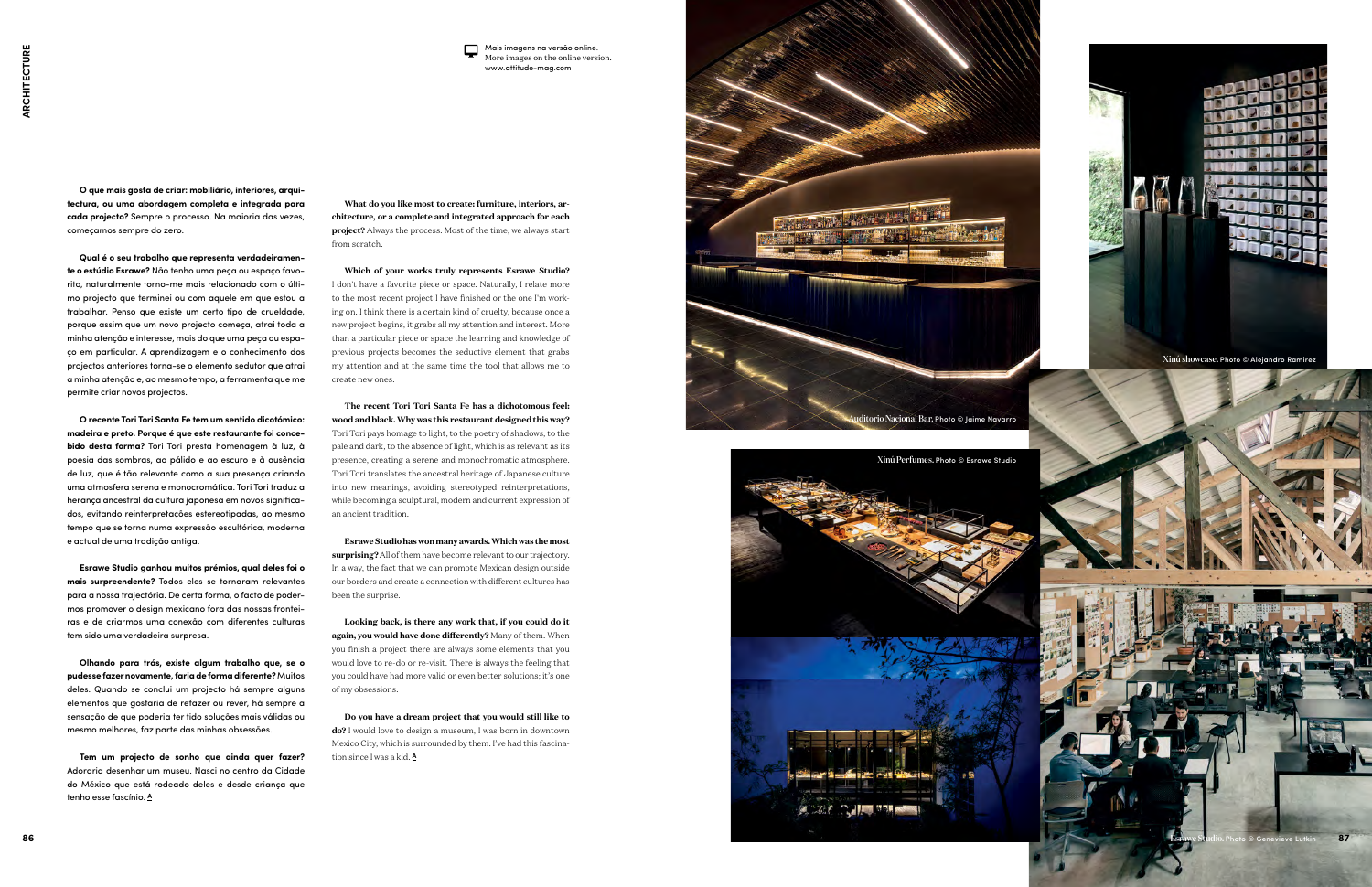Mais imagens na versão online.
More images on the online version.
www.attitude-mag.com

**O que mais gosta de criar: mobiliário, interiores, arquitectura, ou uma abordagem completa e integrada para cada projecto?** Sempre o processo. Na maioria das vezes, começamos sempre do zero.

**Qual é o seu trabalho que representa verdadeiramente o estúdio Esrawe?** Não tenho uma peça ou espaço favorito, naturalmente torno-me mais relacionado com o último projecto que terminei ou com aquele em que estou a trabalhar. Penso que existe um certo tipo de crueldade, porque assim que um novo projecto começa, atrai toda a minha atenção e interesse, mais do que uma peça ou espaço em particular. A aprendizagem e o conhecimento dos projectos anteriores torna-se o elemento sedutor que atrai a minha atenção e, ao mesmo tempo, a ferramenta que me permite criar novos projectos.

**O recente Tori Tori Santa Fe tem um sentido dicotómico: madeira e preto. Porque é que este restaurante foi concebido desta forma?** Tori Tori presta homenagem à luz, à poesia das sombras, ao pálido e ao escuro e à ausência de luz, que é tão relevante como a sua presença criando uma atmosfera serena e monocromática. Tori Tori traduz a herança ancestral da cultura japonesa em novos significados, evitando reinterpretações estereotipadas, ao mesmo tempo que se torna numa expressão escultórica, moderna e actual de uma tradição antiga.

**Esrawe Studio ganhou muitos prémios, qual deles foi o mais surpreendente?** Todos eles se tornaram relevantes para a nossa trajectória. De certa forma, o facto de podermos promover o design mexicano fora das nossas fronteiras e de criarmos uma conexão com diferentes culturas tem sido uma verdadeira surpresa.

**Olhando para trás, existe algum trabalho que, se o pudesse fazer novamente, faria de forma diferente?** Muitos deles. Quando se conclui um projecto há sempre alguns elementos que gostaria de refazer ou rever, há sempre a sensação de que poderia ter tido soluções mais válidas ou mesmo melhores, faz parte das minhas obsessões.

**Tem um projecto de sonho que ainda quer fazer?** Adoraria desenhar um museu. Nasci no centro da Cidade do México que está rodeado deles e desde criança que tenho esse fascínio. A

**What do you like most to create: furniture, interiors, architecture, or a complete and integrated approach for each project?** Always the process. Most of the time, we always start from scratch.

**Which of your works truly represents Esrawe Studio?** I don't have a favorite piece or space. Naturally, I relate more to the most recent project I have finished or the one I'm working on. I think there is a certain kind of cruelty, because once a new project begins, it grabs all my attention and interest. More than a particular piece or space the learning and knowledge of previous projects becomes the seductive element that grabs my attention and at the same time the tool that allows me to create new ones.

**The recent Tori Tori Santa Fe has a dichotomous feel: wood and black. Why was this restaurant designed this way?** Tori Tori pays homage to light, to the poetry of shadows, to the pale and dark, to the absence of light, which is as relevant as its presence, creating a serene and monochromatic atmosphere. Tori Tori translates the ancestral heritage of Japanese culture into new meanings, avoiding stereotyped reinterpretations, while becoming a sculptural, modern and current expression of an ancient tradition.

**Esrawe Studio has won many awards. Which was the most surprising?** All of them have become relevant to our trajectory. In a way, the fact that we can promote Mexican design outside our borders and create a connection with different cultures has been the surprise.

**Looking back, is there any work that, if you could do it again, you would have done differently?** Many of them. When you finish a project there are always some elements that you would love to re-do or re-visit. There is always the feeling that you could have had more valid or even better solutions; it's one of my obsessions.

**Do you have a dream project that you would still like to do?** I would love to design a museum. I was born in downtown Mexico City, which is surrounded by them. I've had this fascination since I was a kid. A

Auditorio Nacional Bar. Photo © Jaime Navarro

Xinú showcase. Photo © Alejandro Ramírez

Xinú Perfumes. Photo © Esrawe Studio

Esrawe Studio. Photo © Genevieve Lutkin